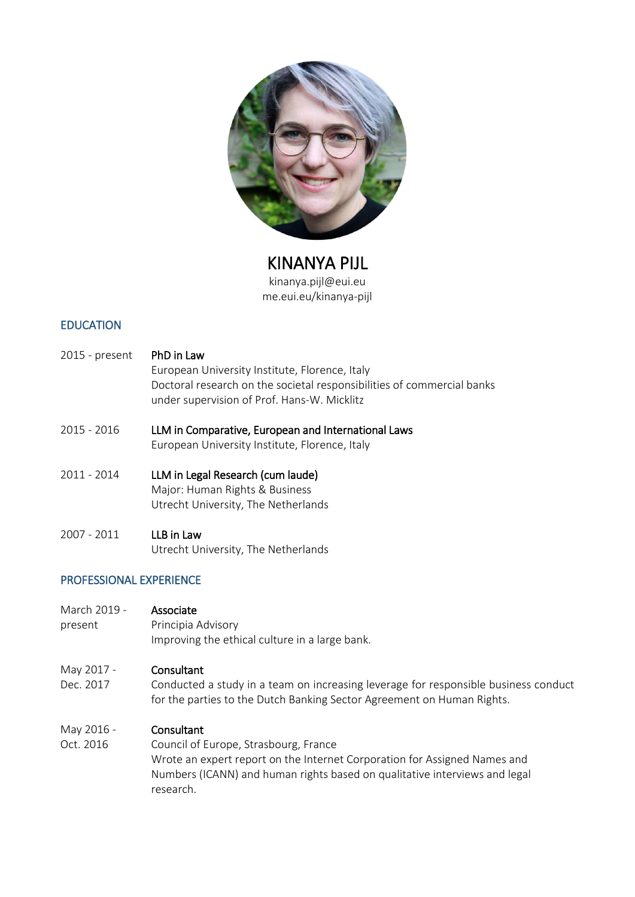# KINANYA PIJL

kinanya.pijl@eui.eu
me.eui.eu/kinanya-pijl

## EDUCATION

2015 - present **PhD in Law**
European University Institute, Florence, Italy
Doctoral research on the societal responsibilities of commercial banks under supervision of Prof. Hans-W. Micklitz

2015 - 2016 **LLM in Comparative, European and International Laws**
European University Institute, Florence, Italy

2011 - 2014 **LLM in Legal Research (cum laude)**
Major: Human Rights & Business
Utrecht University, The Netherlands

2007 - 2011 **LLB in Law**
Utrecht University, The Netherlands

## PROFESSIONAL EXPERIENCE

March 2019 - present **Associate**
Principia Advisory
Improving the ethical culture in a large bank.

May 2017 - Dec. 2017 **Consultant**
Conducted a study in a team on increasing leverage for responsible business conduct for the parties to the Dutch Banking Sector Agreement on Human Rights.

May 2016 - Oct. 2016 **Consultant**
Council of Europe, Strasbourg, France
Wrote an expert report on the Internet Corporation for Assigned Names and Numbers (ICANN) and human rights based on qualitative interviews and legal research.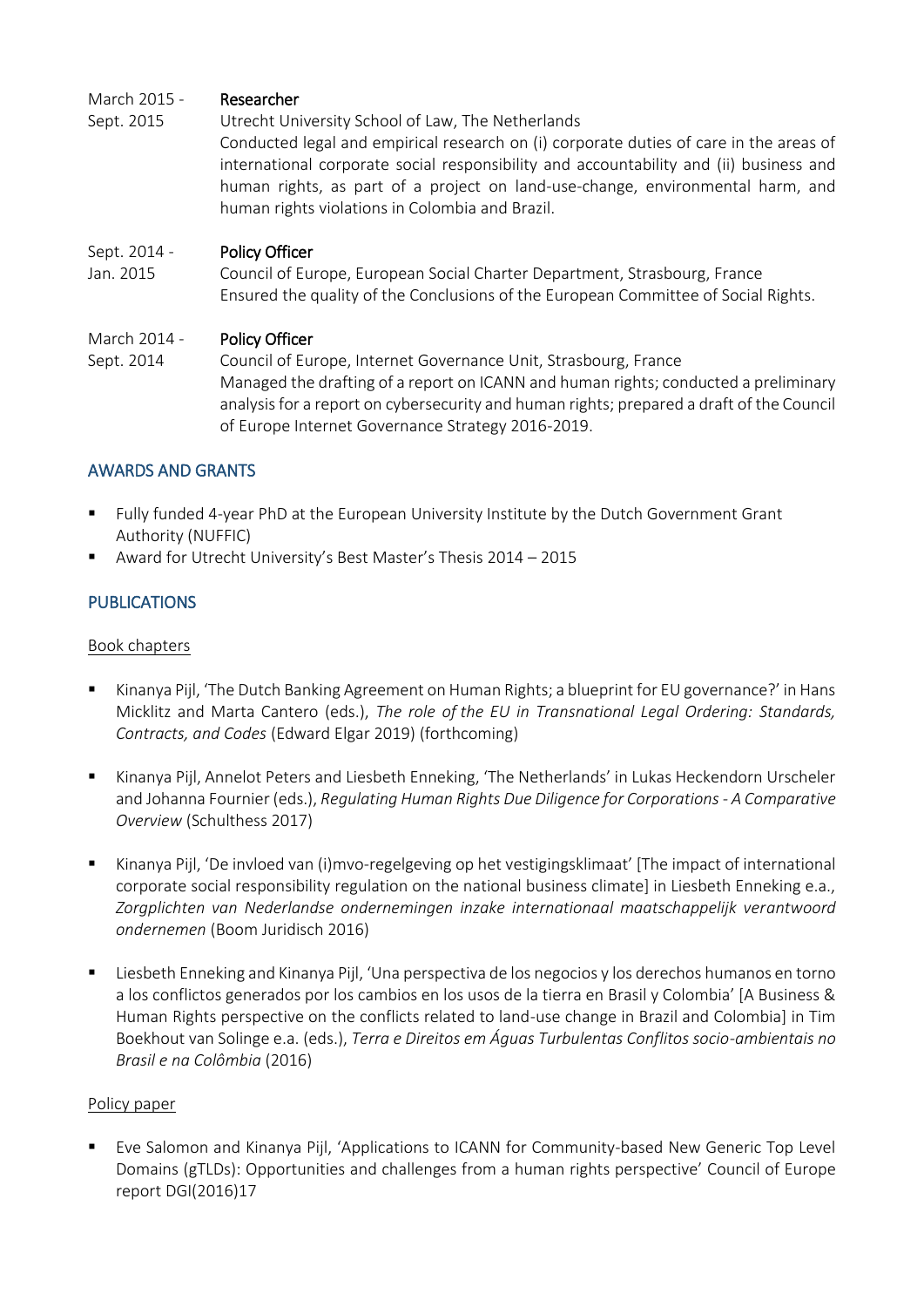March 2015 - Sept. 2015 **Researcher**

Utrecht University School of Law, The Netherlands

Conducted legal and empirical research on (i) corporate duties of care in the areas of international corporate social responsibility and accountability and (ii) business and human rights, as part of a project on land-use-change, environmental harm, and human rights violations in Colombia and Brazil.

Sept. 2014 - Jan. 2015 **Policy Officer**

Council of Europe, European Social Charter Department, Strasbourg, France

Ensured the quality of the Conclusions of the European Committee of Social Rights.

March 2014 - Sept. 2014 **Policy Officer**

Council of Europe, Internet Governance Unit, Strasbourg, France

Managed the drafting of a report on ICANN and human rights; conducted a preliminary analysis for a report on cybersecurity and human rights; prepared a draft of the Council of Europe Internet Governance Strategy 2016-2019.

## AWARDS AND GRANTS

- Fully funded 4-year PhD at the European University Institute by the Dutch Government Grant Authority (NUFFIC)
- Award for Utrecht University's Best Master's Thesis 2014 – 2015

## PUBLICATIONS

### Book chapters

- Kinanya Pijl, 'The Dutch Banking Agreement on Human Rights; a blueprint for EU governance?' in Hans Micklitz and Marta Cantero (eds.), *The role of the EU in Transnational Legal Ordering: Standards, Contracts, and Codes* (Edward Elgar 2019) (forthcoming)

- Kinanya Pijl, Annelot Peters and Liesbeth Enneking, 'The Netherlands' in Lukas Heckendorn Urscheler and Johanna Fournier (eds.), *Regulating Human Rights Due Diligence for Corporations - A Comparative Overview* (Schulthess 2017)

- Kinanya Pijl, 'De invloed van (i)mvo-regelgeving op het vestigingsklimaat' [The impact of international corporate social responsibility regulation on the national business climate] in Liesbeth Enneking e.a., *Zorgplichten van Nederlandse ondernemingen inzake internationaal maatschappelijk verantwoord ondernemen* (Boom Juridisch 2016)

- Liesbeth Enneking and Kinanya Pijl, 'Una perspectiva de los negocios y los derechos humanos en torno a los conflictos generados por los cambios en los usos de la tierra en Brasil y Colombia' [A Business & Human Rights perspective on the conflicts related to land-use change in Brazil and Colombia] in Tim Boekhout van Solinge e.a. (eds.), *Terra e Direitos em Águas Turbulentas Conflitos socio-ambientais no Brasil e na Colômbia* (2016)

### Policy paper

- Eve Salomon and Kinanya Pijl, 'Applications to ICANN for Community-based New Generic Top Level Domains (gTLDs): Opportunities and challenges from a human rights perspective' Council of Europe report DGI(2016)17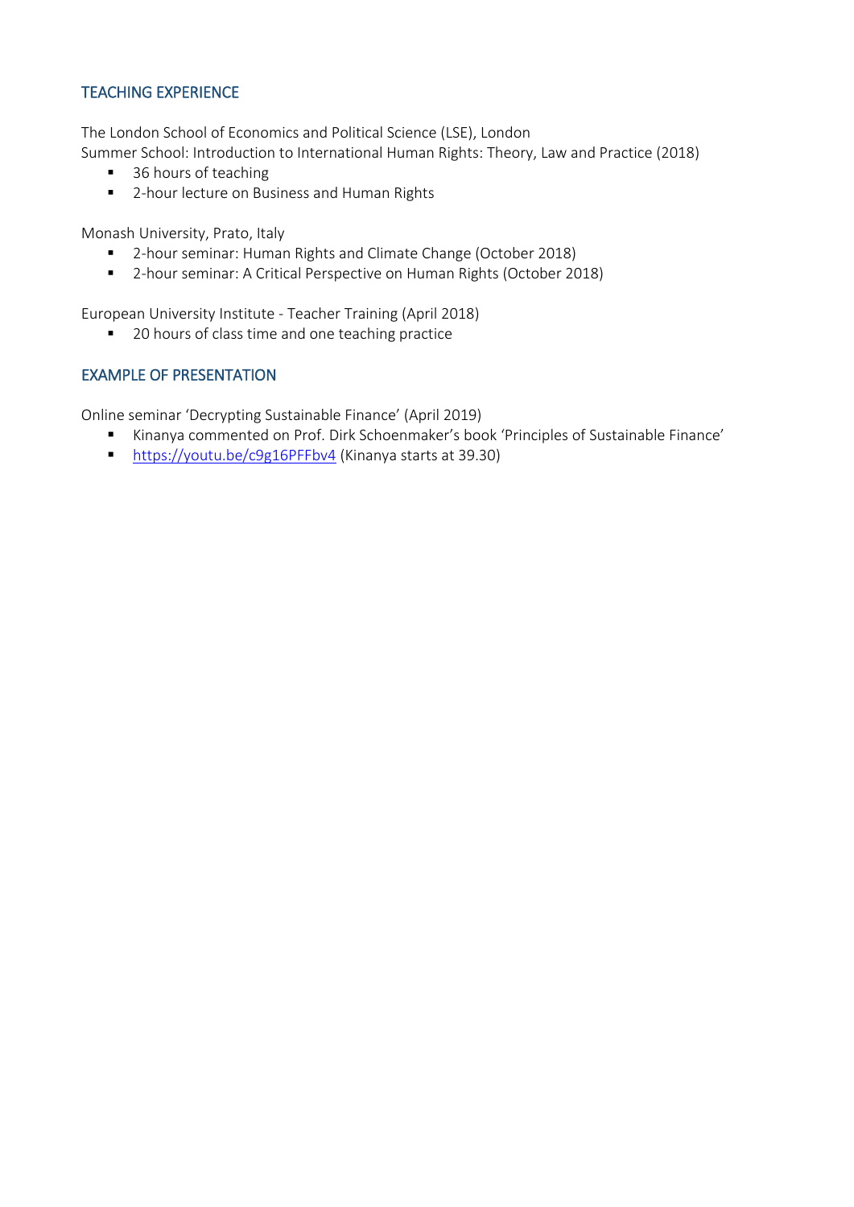## TEACHING EXPERIENCE

The London School of Economics and Political Science (LSE), London
Summer School: Introduction to International Human Rights: Theory, Law and Practice (2018)

- 36 hours of teaching
- 2-hour lecture on Business and Human Rights

Monash University, Prato, Italy

- 2-hour seminar: Human Rights and Climate Change (October 2018)
- 2-hour seminar: A Critical Perspective on Human Rights (October 2018)

European University Institute - Teacher Training (April 2018)

- 20 hours of class time and one teaching practice

## EXAMPLE OF PRESENTATION

Online seminar 'Decrypting Sustainable Finance' (April 2019)

- Kinanya commented on Prof. Dirk Schoenmaker's book 'Principles of Sustainable Finance'
- https://youtu.be/c9g16PFFbv4 (Kinanya starts at 39.30)